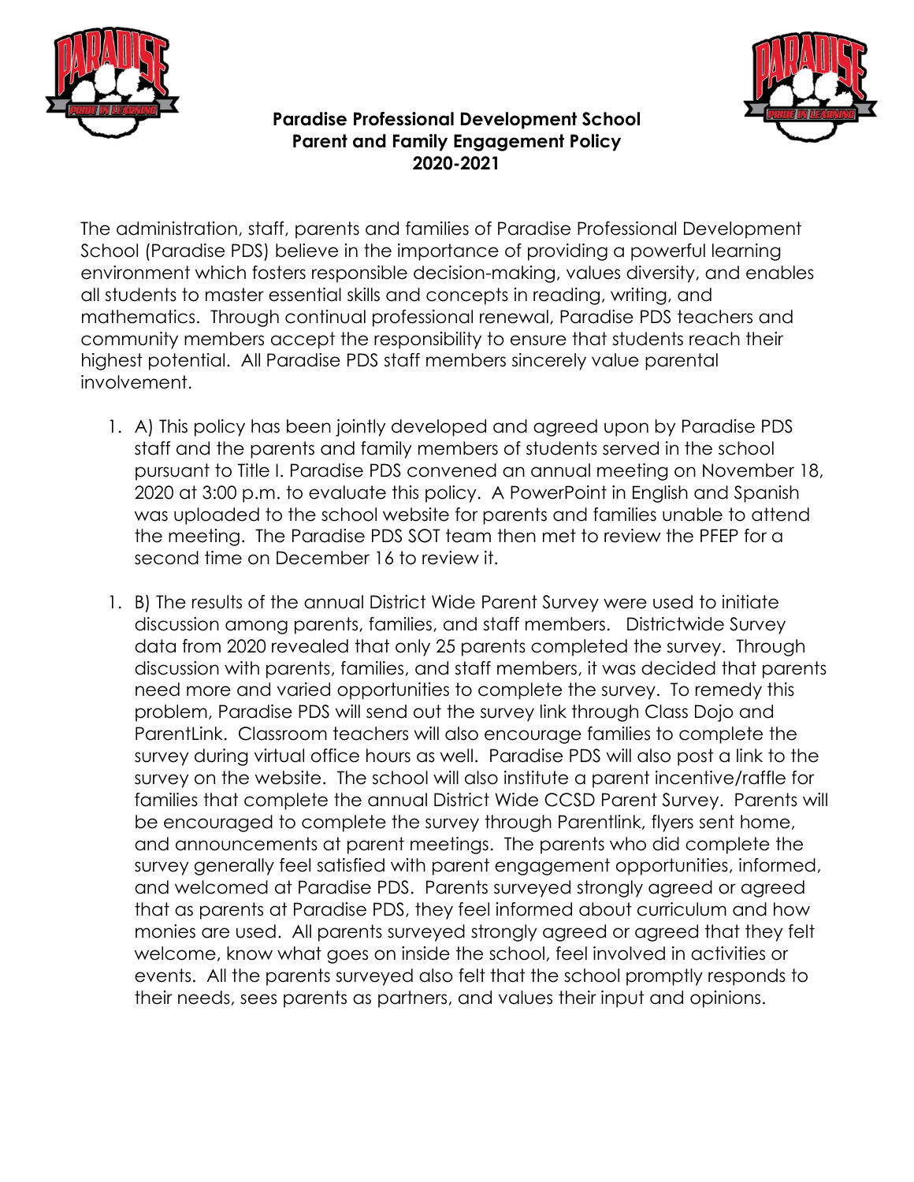**Paradise Professional Development School**
**Parent and Family Engagement Policy**
**2020-2021**

The administration, staff, parents and families of Paradise Professional Development School (Paradise PDS) believe in the importance of providing a powerful learning environment which fosters responsible decision-making, values diversity, and enables all students to master essential skills and concepts in reading, writing, and mathematics. Through continual professional renewal, Paradise PDS teachers and community members accept the responsibility to ensure that students reach their highest potential. All Paradise PDS staff members sincerely value parental involvement.

1. A) This policy has been jointly developed and agreed upon by Paradise PDS staff and the parents and family members of students served in the school pursuant to Title I. Paradise PDS convened an annual meeting on November 18, 2020 at 3:00 p.m. to evaluate this policy. A PowerPoint in English and Spanish was uploaded to the school website for parents and families unable to attend the meeting. The Paradise PDS SOT team then met to review the PFEP for a second time on December 16 to review it.

1. B) The results of the annual District Wide Parent Survey were used to initiate discussion among parents, families, and staff members. Districtwide Survey data from 2020 revealed that only 25 parents completed the survey. Through discussion with parents, families, and staff members, it was decided that parents need more and varied opportunities to complete the survey. To remedy this problem, Paradise PDS will send out the survey link through Class Dojo and ParentLink. Classroom teachers will also encourage families to complete the survey during virtual office hours as well. Paradise PDS will also post a link to the survey on the website. The school will also institute a parent incentive/raffle for families that complete the annual District Wide CCSD Parent Survey. Parents will be encouraged to complete the survey through Parentlink, flyers sent home, and announcements at parent meetings. The parents who did complete the survey generally feel satisfied with parent engagement opportunities, informed, and welcomed at Paradise PDS. Parents surveyed strongly agreed or agreed that as parents at Paradise PDS, they feel informed about curriculum and how monies are used. All parents surveyed strongly agreed or agreed that they felt welcome, know what goes on inside the school, feel involved in activities or events. All the parents surveyed also felt that the school promptly responds to their needs, sees parents as partners, and values their input and opinions.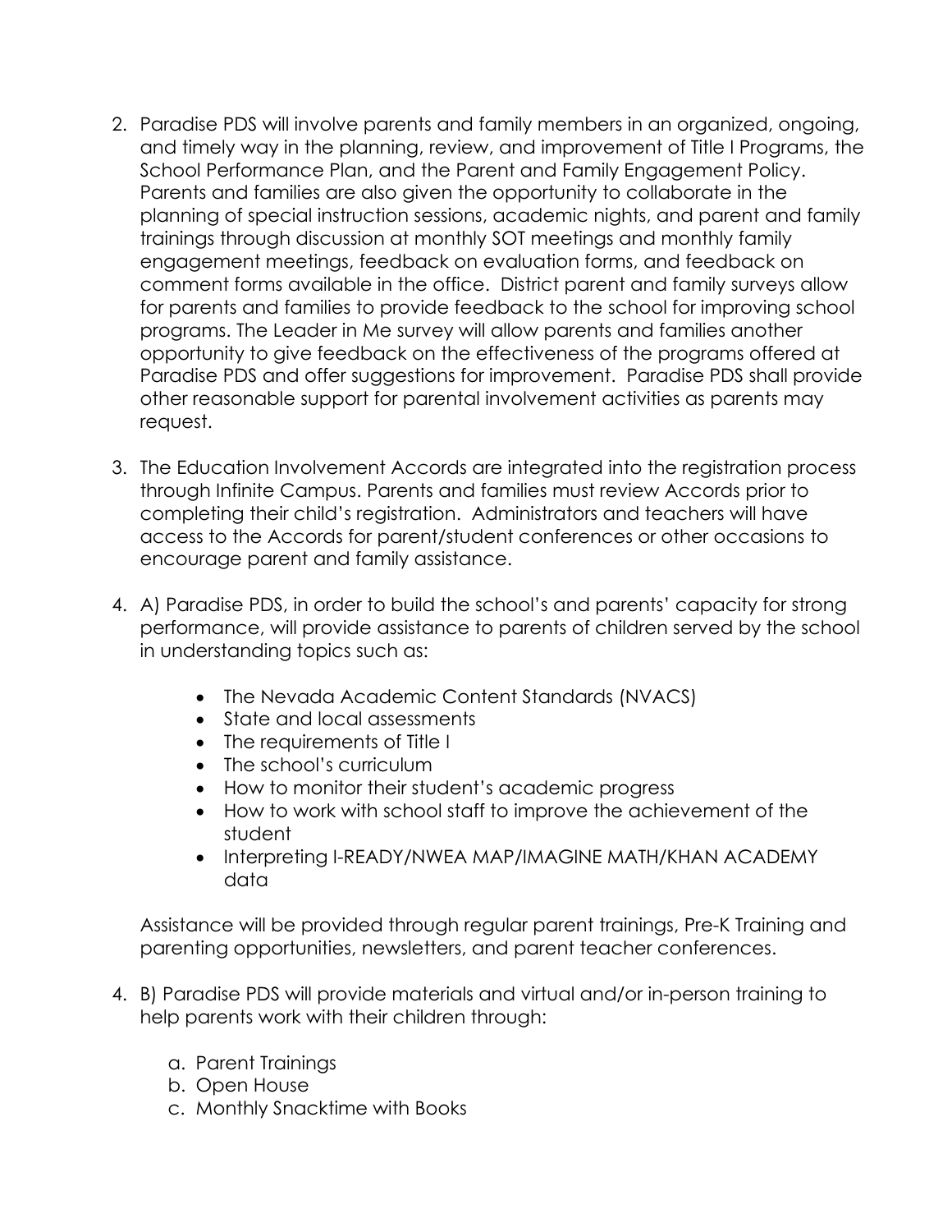2. Paradise PDS will involve parents and family members in an organized, ongoing, and timely way in the planning, review, and improvement of Title I Programs, the School Performance Plan, and the Parent and Family Engagement Policy. Parents and families are also given the opportunity to collaborate in the planning of special instruction sessions, academic nights, and parent and family trainings through discussion at monthly SOT meetings and monthly family engagement meetings, feedback on evaluation forms, and feedback on comment forms available in the office. District parent and family surveys allow for parents and families to provide feedback to the school for improving school programs. The Leader in Me survey will allow parents and families another opportunity to give feedback on the effectiveness of the programs offered at Paradise PDS and offer suggestions for improvement. Paradise PDS shall provide other reasonable support for parental involvement activities as parents may request.

3. The Education Involvement Accords are integrated into the registration process through Infinite Campus. Parents and families must review Accords prior to completing their child's registration. Administrators and teachers will have access to the Accords for parent/student conferences or other occasions to encourage parent and family assistance.

4. A) Paradise PDS, in order to build the school's and parents' capacity for strong performance, will provide assistance to parents of children served by the school in understanding topics such as:

   - The Nevada Academic Content Standards (NVACS)
   - State and local assessments
   - The requirements of Title I
   - The school's curriculum
   - How to monitor their student's academic progress
   - How to work with school staff to improve the achievement of the student
   - Interpreting I-READY/NWEA MAP/IMAGINE MATH/KHAN ACADEMY data

   Assistance will be provided through regular parent trainings, Pre-K Training and parenting opportunities, newsletters, and parent teacher conferences.

4. B) Paradise PDS will provide materials and virtual and/or in-person training to help parents work with their children through:

   a. Parent Trainings
   b. Open House
   c. Monthly Snacktime with Books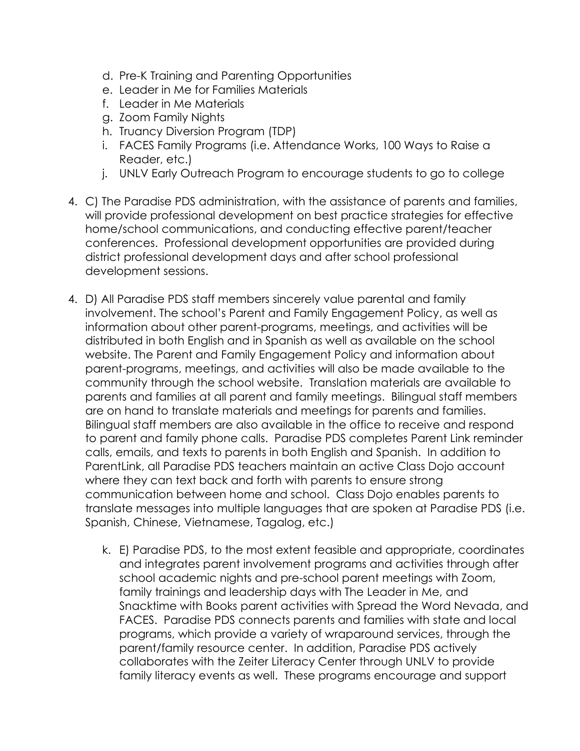d. Pre-K Training and Parenting Opportunities
e. Leader in Me for Families Materials
f. Leader in Me Materials
g. Zoom Family Nights
h. Truancy Diversion Program (TDP)
i. FACES Family Programs (i.e. Attendance Works, 100 Ways to Raise a Reader, etc.)
j. UNLV Early Outreach Program to encourage students to go to college

4. C) The Paradise PDS administration, with the assistance of parents and families, will provide professional development on best practice strategies for effective home/school communications, and conducting effective parent/teacher conferences. Professional development opportunities are provided during district professional development days and after school professional development sessions.

4. D) All Paradise PDS staff members sincerely value parental and family involvement. The school's Parent and Family Engagement Policy, as well as information about other parent-programs, meetings, and activities will be distributed in both English and in Spanish as well as available on the school website. The Parent and Family Engagement Policy and information about parent-programs, meetings, and activities will also be made available to the community through the school website. Translation materials are available to parents and families at all parent and family meetings. Bilingual staff members are on hand to translate materials and meetings for parents and families. Bilingual staff members are also available in the office to receive and respond to parent and family phone calls. Paradise PDS completes Parent Link reminder calls, emails, and texts to parents in both English and Spanish. In addition to ParentLink, all Paradise PDS teachers maintain an active Class Dojo account where they can text back and forth with parents to ensure strong communication between home and school. Class Dojo enables parents to translate messages into multiple languages that are spoken at Paradise PDS (i.e. Spanish, Chinese, Vietnamese, Tagalog, etc.)

k. E) Paradise PDS, to the most extent feasible and appropriate, coordinates and integrates parent involvement programs and activities through after school academic nights and pre-school parent meetings with Zoom, family trainings and leadership days with The Leader in Me, and Snacktime with Books parent activities with Spread the Word Nevada, and FACES. Paradise PDS connects parents and families with state and local programs, which provide a variety of wraparound services, through the parent/family resource center. In addition, Paradise PDS actively collaborates with the Zeiter Literacy Center through UNLV to provide family literacy events as well. These programs encourage and support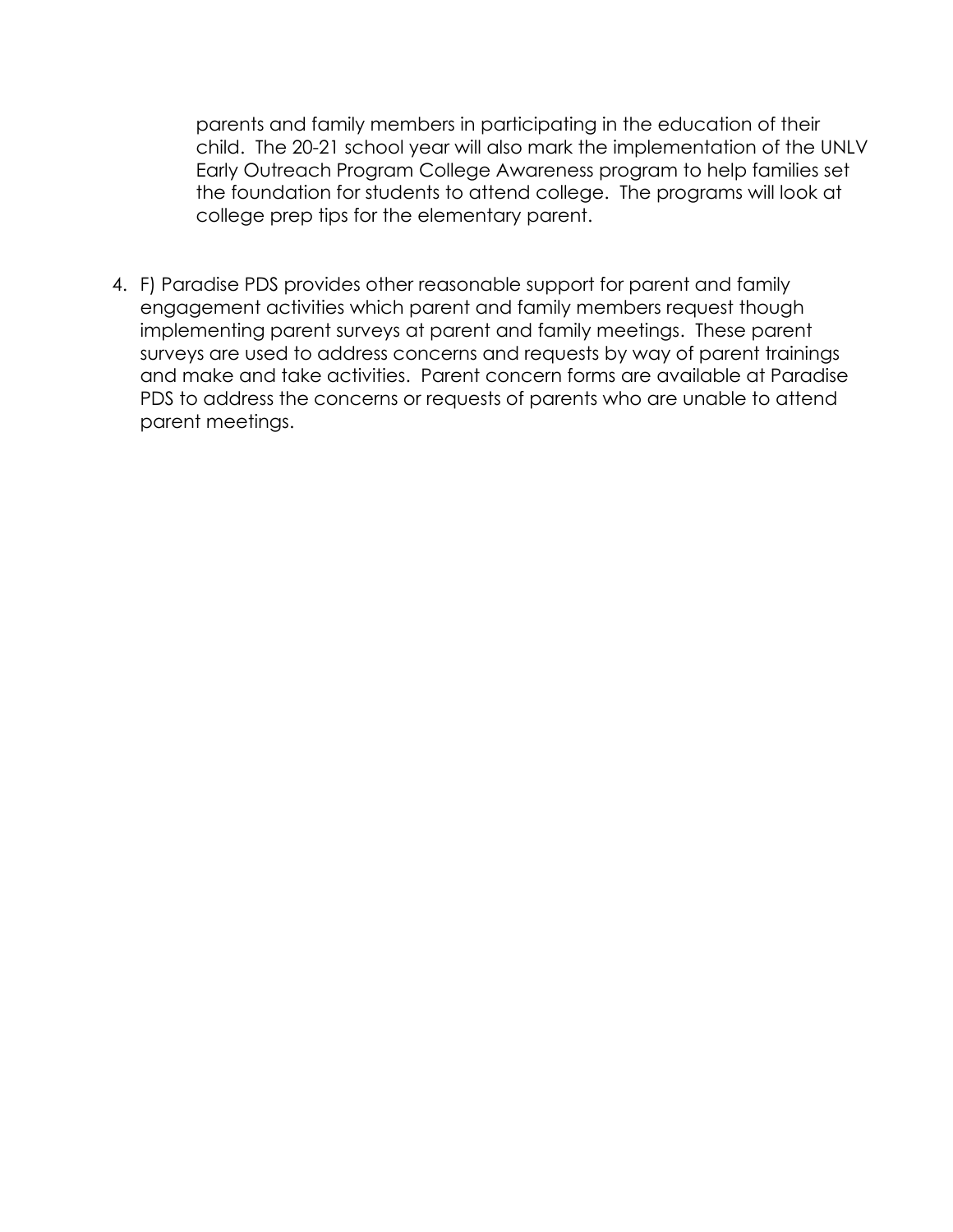parents and family members in participating in the education of their child. The 20-21 school year will also mark the implementation of the UNLV Early Outreach Program College Awareness program to help families set the foundation for students to attend college. The programs will look at college prep tips for the elementary parent.

4. F) Paradise PDS provides other reasonable support for parent and family engagement activities which parent and family members request though implementing parent surveys at parent and family meetings. These parent surveys are used to address concerns and requests by way of parent trainings and make and take activities. Parent concern forms are available at Paradise PDS to address the concerns or requests of parents who are unable to attend parent meetings.